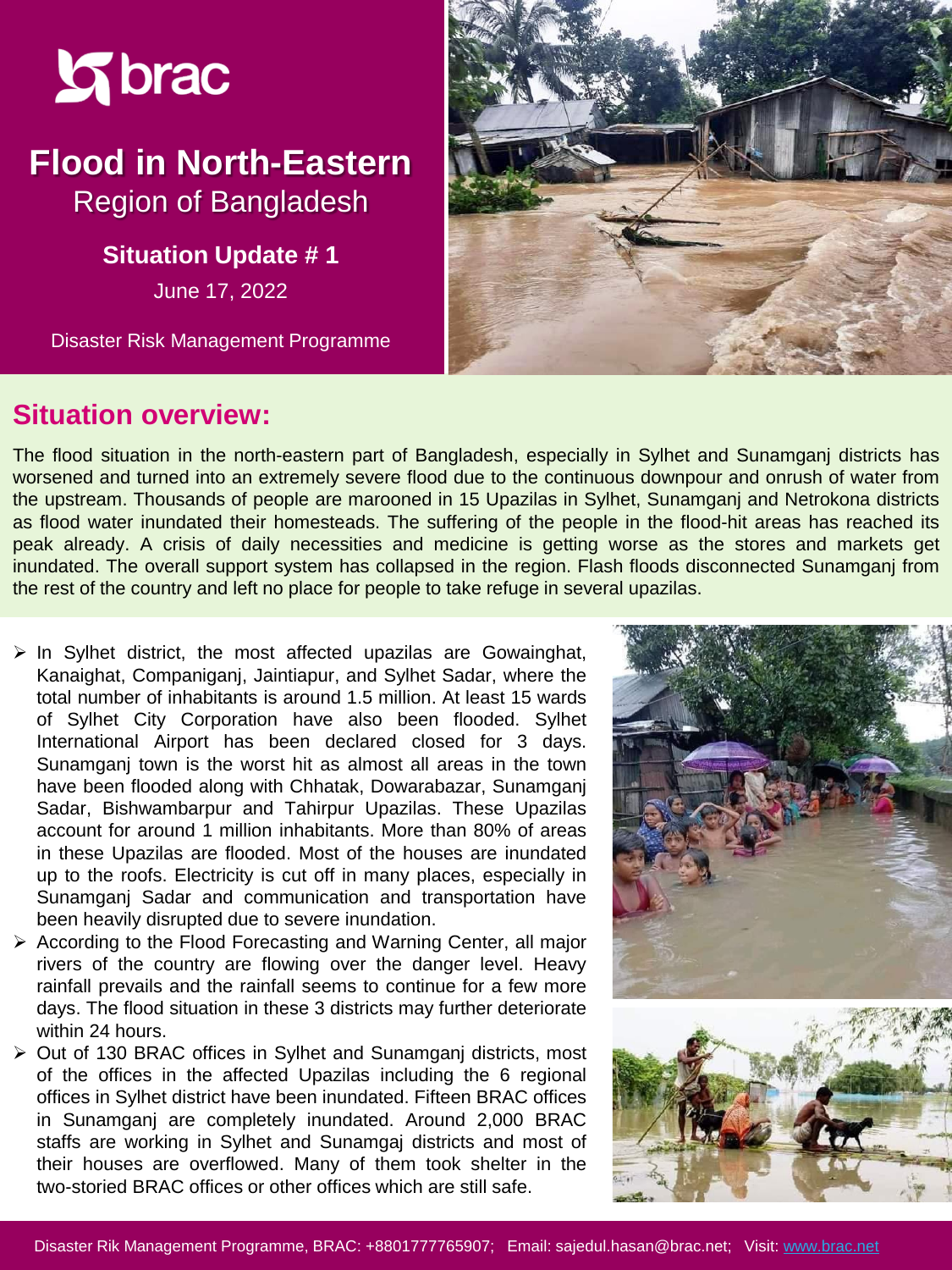brac

# Flood in North-Eastern Region of Bangladesh

**Situation Update # 1**

June 17, 2022

Disaster Risk Management Programme

## Situation overview:

The flood situation in the north-eastern part of Bangladesh, especially in Sylhet and Sunamganj districts has worsened and turned into an extremely severe flood due to the continuous downpour and onrush of water from the upstream. Thousands of people are marooned in 15 Upazilas in Sylhet, Sunamganj and Netrokona districts as flood water inundated their homesteads. The suffering of the people in the flood-hit areas has reached its peak already. A crisis of daily necessities and medicine is getting worse as the stores and markets get inundated. The overall support system has collapsed in the region. Flash floods disconnected Sunamganj from the rest of the country and left no place for people to take refuge in several upazilas.

- In Sylhet district, the most affected upazilas are Gowainghat, Kanaighat, Companiganj, Jaintiapur, and Sylhet Sadar, where the total number of inhabitants is around 1.5 million. At least 15 wards of Sylhet City Corporation have also been flooded. Sylhet International Airport has been declared closed for 3 days. Sunamganj town is the worst hit as almost all areas in the town have been flooded along with Chhatak, Dowarabazar, Sunamganj Sadar, Bishwambarpur and Tahirpur Upazilas. These Upazilas account for around 1 million inhabitants. More than 80% of areas in these Upazilas are flooded. Most of the houses are inundated up to the roofs. Electricity is cut off in many places, especially in Sunamganj Sadar and communication and transportation have been heavily disrupted due to severe inundation.
- According to the Flood Forecasting and Warning Center, all major rivers of the country are flowing over the danger level. Heavy rainfall prevails and the rainfall seems to continue for a few more days. The flood situation in these 3 districts may further deteriorate within 24 hours.
- Out of 130 BRAC offices in Sylhet and Sunamganj districts, most of the offices in the affected Upazilas including the 6 regional offices in Sylhet district have been inundated. Fifteen BRAC offices in Sunamganj are completely inundated. Around 2,000 BRAC staffs are working in Sylhet and Sunamgaj districts and most of their houses are overflowed. Many of them took shelter in the two-storied BRAC offices or other offices which are still safe.

Disaster Rik Management Programme, BRAC: +8801777765907; Email: sajedul.hasan@brac.net; Visit: www.brac.net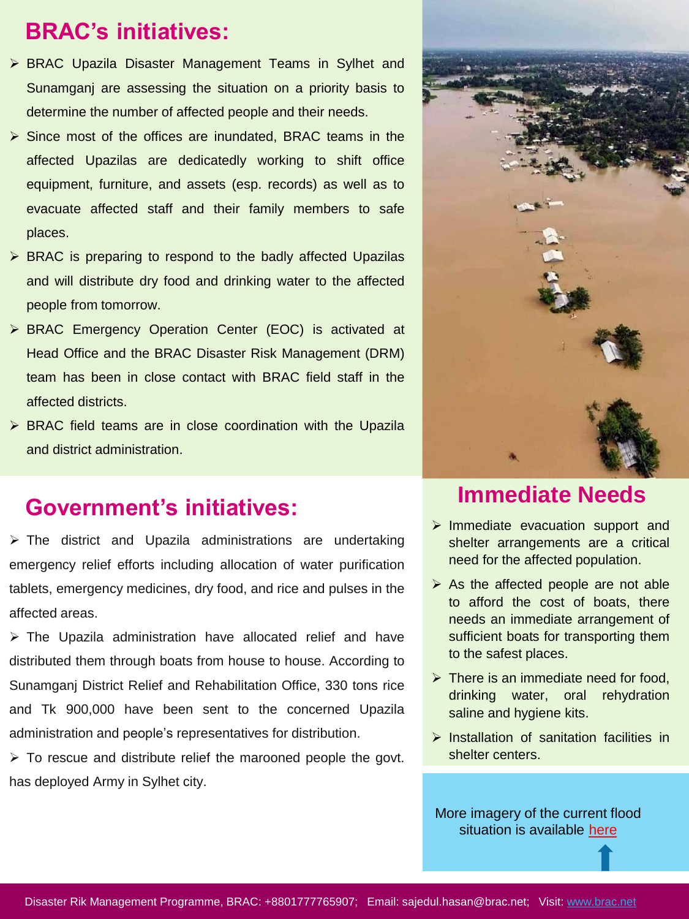## BRAC's initiatives:

- BRAC Upazila Disaster Management Teams in Sylhet and Sunamganj are assessing the situation on a priority basis to determine the number of affected people and their needs.
- Since most of the offices are inundated, BRAC teams in the affected Upazilas are dedicatedly working to shift office equipment, furniture, and assets (esp. records) as well as to evacuate affected staff and their family members to safe places.
- BRAC is preparing to respond to the badly affected Upazilas and will distribute dry food and drinking water to the affected people from tomorrow.
- BRAC Emergency Operation Center (EOC) is activated at Head Office and the BRAC Disaster Risk Management (DRM) team has been in close contact with BRAC field staff in the affected districts.
- BRAC field teams are in close coordination with the Upazila and district administration.

## Government's initiatives:

- The district and Upazila administrations are undertaking emergency relief efforts including allocation of water purification tablets, emergency medicines, dry food, and rice and pulses in the affected areas.
- The Upazila administration have allocated relief and have distributed them through boats from house to house. According to Sunamganj District Relief and Rehabilitation Office, 330 tons rice and Tk 900,000 have been sent to the concerned Upazila administration and people's representatives for distribution.
- To rescue and distribute relief the marooned people the govt. has deployed Army in Sylhet city.

## Immediate Needs

- Immediate evacuation support and shelter arrangements are a critical need for the affected population.
- As the affected people are not able to afford the cost of boats, there needs an immediate arrangement of sufficient boats for transporting them to the safest places.
- There is an immediate need for food, drinking water, oral rehydration saline and hygiene kits.
- Installation of sanitation facilities in shelter centers.

More imagery of the current flood situation is available here

Disaster Rik Management Programme, BRAC: +8801777765907; Email: sajedul.hasan@brac.net; Visit: www.brac.net